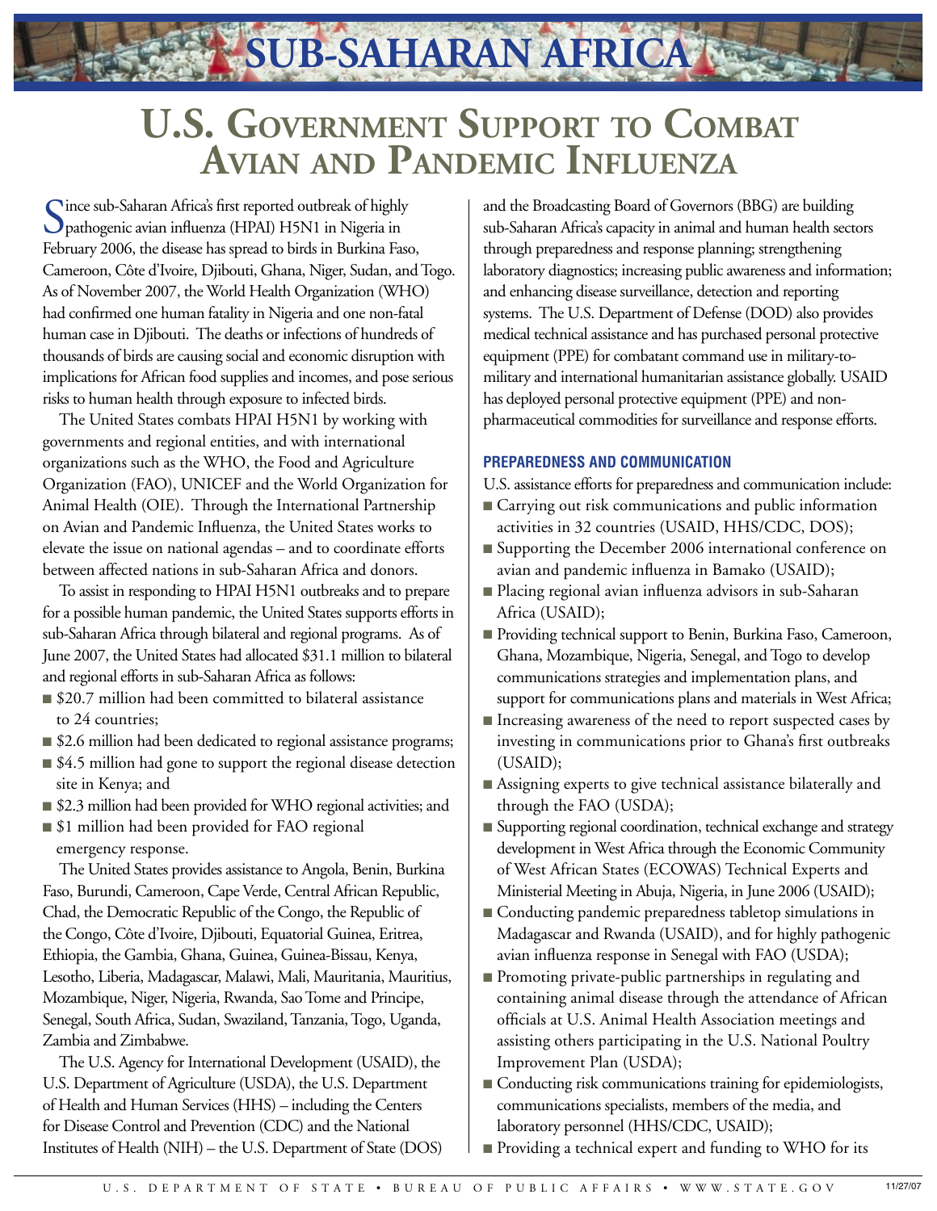# SUB-SAHARAN AFRICA

# U.S. Government Support to Combat Avian and Pandemic Influenza

Since sub-Saharan Africa's first reported outbreak of highly pathogenic avian influenza (HPAI) H5N1 in Nigeria in February 2006, the disease has spread to birds in Burkina Faso, Cameroon, Côte d'Ivoire, Djibouti, Ghana, Niger, Sudan, and Togo. As of November 2007, the World Health Organization (WHO) had confirmed one human fatality in Nigeria and one non-fatal human case in Djibouti. The deaths or infections of hundreds of thousands of birds are causing social and economic disruption with implications for African food supplies and incomes, and pose serious risks to human health through exposure to infected birds.

The United States combats HPAI H5N1 by working with governments and regional entities, and with international organizations such as the WHO, the Food and Agriculture Organization (FAO), UNICEF and the World Organization for Animal Health (OIE). Through the International Partnership on Avian and Pandemic Influenza, the United States works to elevate the issue on national agendas – and to coordinate efforts between affected nations in sub-Saharan Africa and donors.

To assist in responding to HPAI H5N1 outbreaks and to prepare for a possible human pandemic, the United States supports efforts in sub-Saharan Africa through bilateral and regional programs. As of June 2007, the United States had allocated $31.1 million to bilateral and regional efforts in sub-Saharan Africa as follows:

- $20.7 million had been committed to bilateral assistance to 24 countries;
- $2.6 million had been dedicated to regional assistance programs;
- $4.5 million had gone to support the regional disease detection site in Kenya; and
- $2.3 million had been provided for WHO regional activities; and
- $1 million had been provided for FAO regional emergency response.

The United States provides assistance to Angola, Benin, Burkina Faso, Burundi, Cameroon, Cape Verde, Central African Republic, Chad, the Democratic Republic of the Congo, the Republic of the Congo, Côte d'Ivoire, Djibouti, Equatorial Guinea, Eritrea, Ethiopia, the Gambia, Ghana, Guinea, Guinea-Bissau, Kenya, Lesotho, Liberia, Madagascar, Malawi, Mali, Mauritania, Mauritius, Mozambique, Niger, Nigeria, Rwanda, Sao Tome and Principe, Senegal, South Africa, Sudan, Swaziland, Tanzania, Togo, Uganda, Zambia and Zimbabwe.

The U.S. Agency for International Development (USAID), the U.S. Department of Agriculture (USDA), the U.S. Department of Health and Human Services (HHS) – including the Centers for Disease Control and Prevention (CDC) and the National Institutes of Health (NIH) – the U.S. Department of State (DOS) and the Broadcasting Board of Governors (BBG) are building sub-Saharan Africa's capacity in animal and human health sectors through preparedness and response planning; strengthening laboratory diagnostics; increasing public awareness and information; and enhancing disease surveillance, detection and reporting systems. The U.S. Department of Defense (DOD) also provides medical technical assistance and has purchased personal protective equipment (PPE) for combatant command use in military-to-military and international humanitarian assistance globally. USAID has deployed personal protective equipment (PPE) and non-pharmaceutical commodities for surveillance and response efforts.

### PREPAREDNESS AND COMMUNICATION

U.S. assistance efforts for preparedness and communication include:

- Carrying out risk communications and public information activities in 32 countries (USAID, HHS/CDC, DOS);
- Supporting the December 2006 international conference on avian and pandemic influenza in Bamako (USAID);
- Placing regional avian influenza advisors in sub-Saharan Africa (USAID);
- Providing technical support to Benin, Burkina Faso, Cameroon, Ghana, Mozambique, Nigeria, Senegal, and Togo to develop communications strategies and implementation plans, and support for communications plans and materials in West Africa;
- Increasing awareness of the need to report suspected cases by investing in communications prior to Ghana's first outbreaks (USAID);
- Assigning experts to give technical assistance bilaterally and through the FAO (USDA);
- Supporting regional coordination, technical exchange and strategy development in West Africa through the Economic Community of West African States (ECOWAS) Technical Experts and Ministerial Meeting in Abuja, Nigeria, in June 2006 (USAID);
- Conducting pandemic preparedness tabletop simulations in Madagascar and Rwanda (USAID), and for highly pathogenic avian influenza response in Senegal with FAO (USDA);
- Promoting private-public partnerships in regulating and containing animal disease through the attendance of African officials at U.S. Animal Health Association meetings and assisting others participating in the U.S. National Poultry Improvement Plan (USDA);
- Conducting risk communications training for epidemiologists, communications specialists, members of the media, and laboratory personnel (HHS/CDC, USAID);
- Providing a technical expert and funding to WHO for its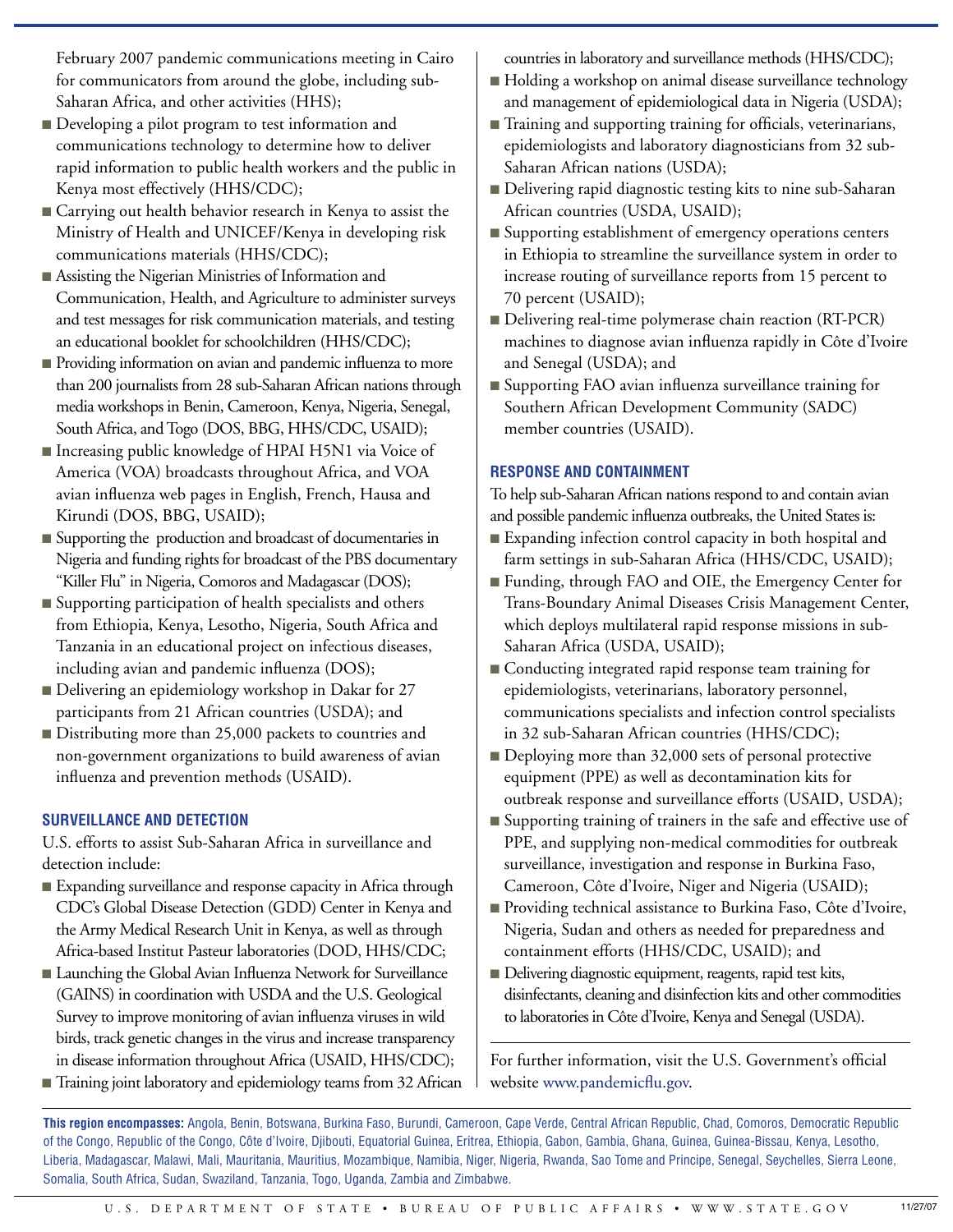February 2007 pandemic communications meeting in Cairo for communicators from around the globe, including sub-Saharan Africa, and other activities (HHS);

- Developing a pilot program to test information and communications technology to determine how to deliver rapid information to public health workers and the public in Kenya most effectively (HHS/CDC);
- Carrying out health behavior research in Kenya to assist the Ministry of Health and UNICEF/Kenya in developing risk communications materials (HHS/CDC);
- Assisting the Nigerian Ministries of Information and Communication, Health, and Agriculture to administer surveys and test messages for risk communication materials, and testing an educational booklet for schoolchildren (HHS/CDC);
- Providing information on avian and pandemic influenza to more than 200 journalists from 28 sub-Saharan African nations through media workshops in Benin, Cameroon, Kenya, Nigeria, Senegal, South Africa, and Togo (DOS, BBG, HHS/CDC, USAID);
- Increasing public knowledge of HPAI H5N1 via Voice of America (VOA) broadcasts throughout Africa, and VOA avian influenza web pages in English, French, Hausa and Kirundi (DOS, BBG, USAID);
- Supporting the production and broadcast of documentaries in Nigeria and funding rights for broadcast of the PBS documentary "Killer Flu" in Nigeria, Comoros and Madagascar (DOS);
- Supporting participation of health specialists and others from Ethiopia, Kenya, Lesotho, Nigeria, South Africa and Tanzania in an educational project on infectious diseases, including avian and pandemic influenza (DOS);
- Delivering an epidemiology workshop in Dakar for 27 participants from 21 African countries (USDA); and
- Distributing more than 25,000 packets to countries and non-government organizations to build awareness of avian influenza and prevention methods (USAID).

## SURVEILLANCE AND DETECTION

U.S. efforts to assist Sub-Saharan Africa in surveillance and detection include:

- Expanding surveillance and response capacity in Africa through CDC's Global Disease Detection (GDD) Center in Kenya and the Army Medical Research Unit in Kenya, as well as through Africa-based Institut Pasteur laboratories (DOD, HHS/CDC;
- Launching the Global Avian Influenza Network for Surveillance (GAINS) in coordination with USDA and the U.S. Geological Survey to improve monitoring of avian influenza viruses in wild birds, track genetic changes in the virus and increase transparency in disease information throughout Africa (USAID, HHS/CDC);
- Training joint laboratory and epidemiology teams from 32 African countries in laboratory and surveillance methods (HHS/CDC);
- Holding a workshop on animal disease surveillance technology and management of epidemiological data in Nigeria (USDA);
- Training and supporting training for officials, veterinarians, epidemiologists and laboratory diagnosticians from 32 sub-Saharan African nations (USDA);
- Delivering rapid diagnostic testing kits to nine sub-Saharan African countries (USDA, USAID);
- Supporting establishment of emergency operations centers in Ethiopia to streamline the surveillance system in order to increase routing of surveillance reports from 15 percent to 70 percent (USAID);
- Delivering real-time polymerase chain reaction (RT-PCR) machines to diagnose avian influenza rapidly in Côte d'Ivoire and Senegal (USDA); and
- Supporting FAO avian influenza surveillance training for Southern African Development Community (SADC) member countries (USAID).

## RESPONSE AND CONTAINMENT

To help sub-Saharan African nations respond to and contain avian and possible pandemic influenza outbreaks, the United States is:

- Expanding infection control capacity in both hospital and farm settings in sub-Saharan Africa (HHS/CDC, USAID);
- Funding, through FAO and OIE, the Emergency Center for Trans-Boundary Animal Diseases Crisis Management Center, which deploys multilateral rapid response missions in sub-Saharan Africa (USDA, USAID);
- Conducting integrated rapid response team training for epidemiologists, veterinarians, laboratory personnel, communications specialists and infection control specialists in 32 sub-Saharan African countries (HHS/CDC);
- Deploying more than 32,000 sets of personal protective equipment (PPE) as well as decontamination kits for outbreak response and surveillance efforts (USAID, USDA);
- Supporting training of trainers in the safe and effective use of PPE, and supplying non-medical commodities for outbreak surveillance, investigation and response in Burkina Faso, Cameroon, Côte d'Ivoire, Niger and Nigeria (USAID);
- Providing technical assistance to Burkina Faso, Côte d'Ivoire, Nigeria, Sudan and others as needed for preparedness and containment efforts (HHS/CDC, USAID); and
- Delivering diagnostic equipment, reagents, rapid test kits, disinfectants, cleaning and disinfection kits and other commodities to laboratories in Côte d'Ivoire, Kenya and Senegal (USDA).

For further information, visit the U.S. Government's official website www.pandemicflu.gov.

**This region encompasses:** Angola, Benin, Botswana, Burkina Faso, Burundi, Cameroon, Cape Verde, Central African Republic, Chad, Comoros, Democratic Republic of the Congo, Republic of the Congo, Côte d'Ivoire, Djibouti, Equatorial Guinea, Eritrea, Ethiopia, Gabon, Gambia, Ghana, Guinea, Guinea-Bissau, Kenya, Lesotho, Liberia, Madagascar, Malawi, Mali, Mauritania, Mauritius, Mozambique, Namibia, Niger, Nigeria, Rwanda, Sao Tome and Principe, Senegal, Seychelles, Sierra Leone, Somalia, South Africa, Sudan, Swaziland, Tanzania, Togo, Uganda, Zambia and Zimbabwe.